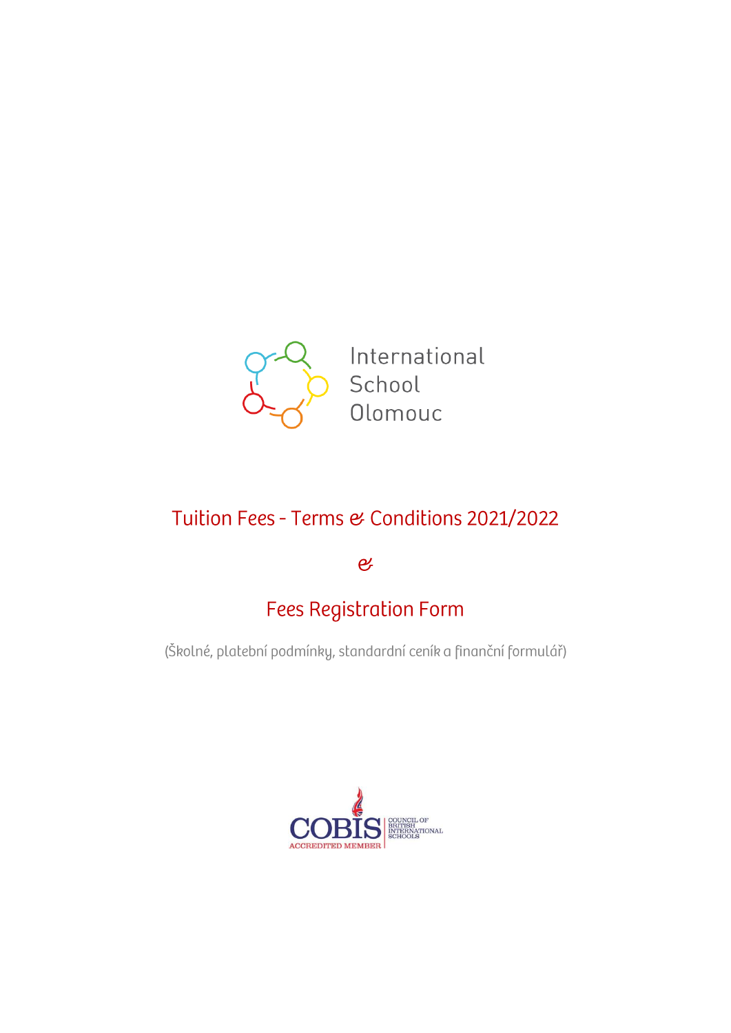International School Olomouc

# Tuition Fees - Terms & Conditions 2021/2022

&

# Fees Registration Form

(Školné, platební podmínky, standardní ceník a finanční formulář)

COBIS ACCREDITED MEMBER | COUNCIL OF BRITISH INTERNATIONAL SCHOOLS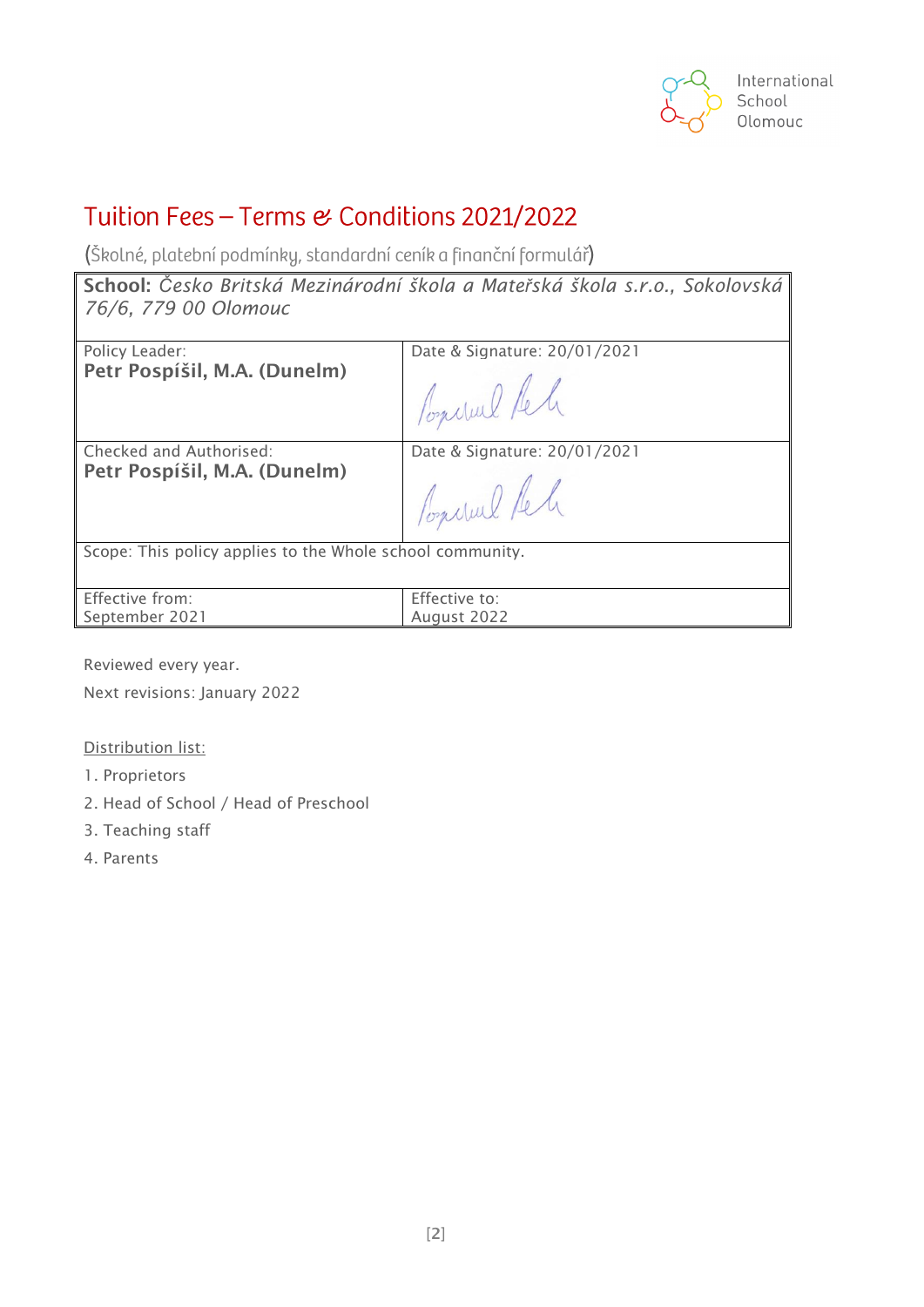# Tuition Fees – Terms & Conditions 2021/2022

(Školné, platební podmínky, standardní ceník a finanční formulář)

| **School:** *Česko Britská Mezinárodní škola a Mateřská škola s.r.o., Sokolovská 76/6, 779 00 Olomouc* | |
|---|---|
| Policy Leader:<br>**Petr Pospíšil, M.A. (Dunelm)** | Date & Signature: 20/01/2021 |
| Checked and Authorised:<br>**Petr Pospíšil, M.A. (Dunelm)** | Date & Signature: 20/01/2021 |
| Scope: This policy applies to the Whole school community. | |
| Effective from:<br>September 2021 | Effective to:<br>August 2022 |

Reviewed every year.

Next revisions: January 2022

Distribution list:

1. Proprietors
2. Head of School / Head of Preschool
3. Teaching staff
4. Parents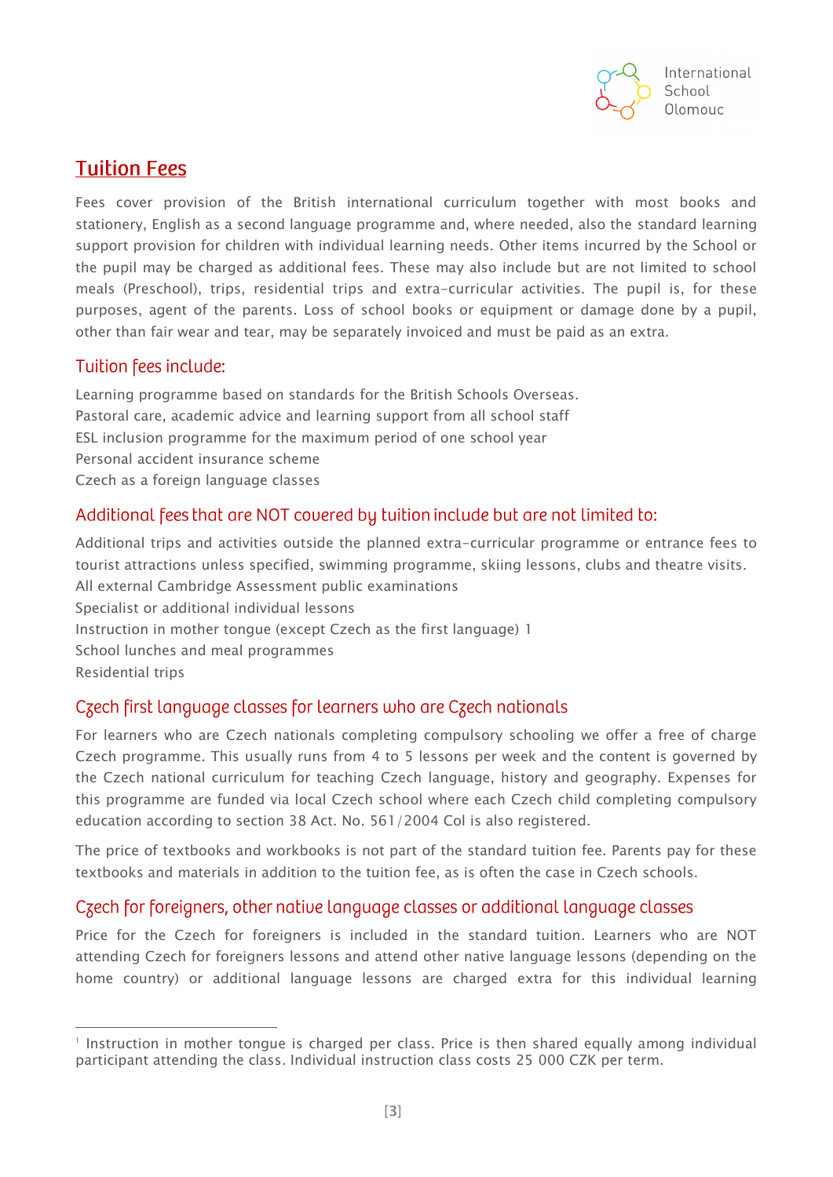# Tuition Fees

Fees cover provision of the British international curriculum together with most books and stationery, English as a second language programme and, where needed, also the standard learning support provision for children with individual learning needs. Other items incurred by the School or the pupil may be charged as additional fees. These may also include but are not limited to school meals (Preschool), trips, residential trips and extra-curricular activities. The pupil is, for these purposes, agent of the parents. Loss of school books or equipment or damage done by a pupil, other than fair wear and tear, may be separately invoiced and must be paid as an extra.

## Tuition fees include:

Learning programme based on standards for the British Schools Overseas.
Pastoral care, academic advice and learning support from all school staff
ESL inclusion programme for the maximum period of one school year
Personal accident insurance scheme
Czech as a foreign language classes

## Additional fees that are NOT covered by tuition include but are not limited to:

Additional trips and activities outside the planned extra-curricular programme or entrance fees to tourist attractions unless specified, swimming programme, skiing lessons, clubs and theatre visits.
All external Cambridge Assessment public examinations
Specialist or additional individual lessons
Instruction in mother tongue (except Czech as the first language) [1]
School lunches and meal programmes
Residential trips

## Czech first language classes for learners who are Czech nationals

For learners who are Czech nationals completing compulsory schooling we offer a free of charge Czech programme. This usually runs from 4 to 5 lessons per week and the content is governed by the Czech national curriculum for teaching Czech language, history and geography. Expenses for this programme are funded via local Czech school where each Czech child completing compulsory education according to section 38 Act. No. 561/2004 Col is also registered.

The price of textbooks and workbooks is not part of the standard tuition fee. Parents pay for these textbooks and materials in addition to the tuition fee, as is often the case in Czech schools.

## Czech for foreigners, other native language classes or additional language classes

Price for the Czech for foreigners is included in the standard tuition. Learners who are NOT attending Czech for foreigners lessons and attend other native language lessons (depending on the home country) or additional language lessons are charged extra for this individual learning

---

[1] Instruction in mother tongue is charged per class. Price is then shared equally among individual participant attending the class. Individual instruction class costs 25 000 CZK per term.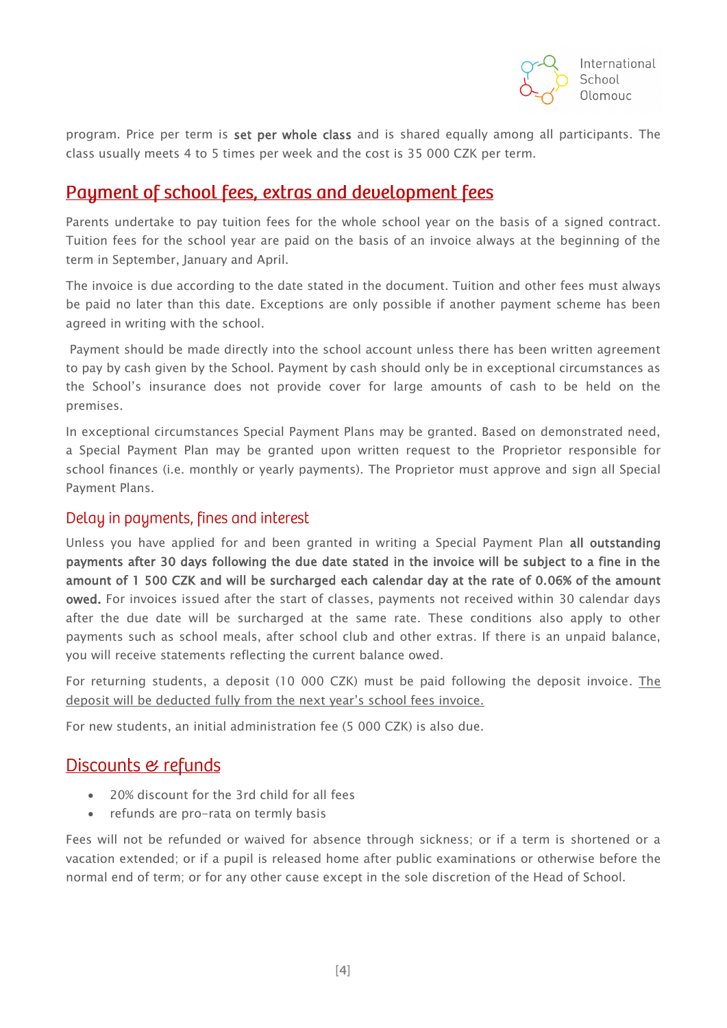program. Price per term is **set per whole class** and is shared equally among all participants. The class usually meets 4 to 5 times per week and the cost is 35 000 CZK per term.

## Payment of school fees, extras and development fees

Parents undertake to pay tuition fees for the whole school year on the basis of a signed contract. Tuition fees for the school year are paid on the basis of an invoice always at the beginning of the term in September, January and April.

The invoice is due according to the date stated in the document. Tuition and other fees must always be paid no later than this date. Exceptions are only possible if another payment scheme has been agreed in writing with the school.

Payment should be made directly into the school account unless there has been written agreement to pay by cash given by the School. Payment by cash should only be in exceptional circumstances as the School's insurance does not provide cover for large amounts of cash to be held on the premises.

In exceptional circumstances Special Payment Plans may be granted. Based on demonstrated need, a Special Payment Plan may be granted upon written request to the Proprietor responsible for school finances (i.e. monthly or yearly payments). The Proprietor must approve and sign all Special Payment Plans.

### Delay in payments, fines and interest

Unless you have applied for and been granted in writing a Special Payment Plan **all outstanding payments after 30 days following the due date stated in the invoice will be subject to a fine in the amount of 1 500 CZK and will be surcharged each calendar day at the rate of 0.06% of the amount owed.** For invoices issued after the start of classes, payments not received within 30 calendar days after the due date will be surcharged at the same rate. These conditions also apply to other payments such as school meals, after school club and other extras. If there is an unpaid balance, you will receive statements reflecting the current balance owed.

For returning students, a deposit (10 000 CZK) must be paid following the deposit invoice. <u>The deposit will be deducted fully from the next year's school fees invoice.</u>

For new students, an initial administration fee (5 000 CZK) is also due.

## Discounts & refunds

- 20% discount for the 3rd child for all fees
- refunds are pro-rata on termly basis

Fees will not be refunded or waived for absence through sickness; or if a term is shortened or a vacation extended; or if a pupil is released home after public examinations or otherwise before the normal end of term; or for any other cause except in the sole discretion of the Head of School.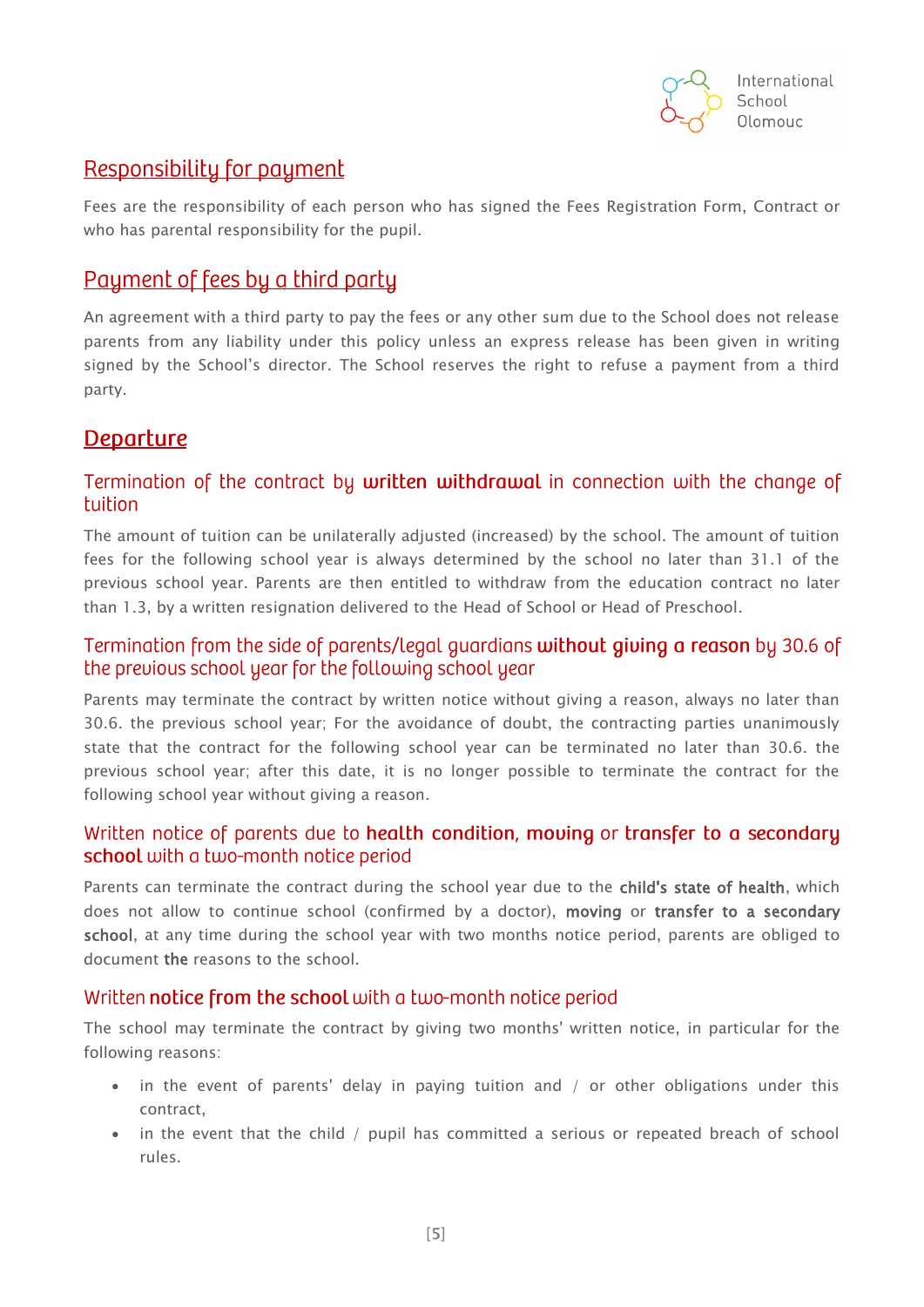## Responsibility for payment

Fees are the responsibility of each person who has signed the Fees Registration Form, Contract or who has parental responsibility for the pupil.

## Payment of fees by a third party

An agreement with a third party to pay the fees or any other sum due to the School does not release parents from any liability under this policy unless an express release has been given in writing signed by the School's director. The School reserves the right to refuse a payment from a third party.

## Departure

### Termination of the contract by **written withdrawal** in connection with the change of tuition

The amount of tuition can be unilaterally adjusted (increased) by the school. The amount of tuition fees for the following school year is always determined by the school no later than 31.1 of the previous school year. Parents are then entitled to withdraw from the education contract no later than 1.3, by a written resignation delivered to the Head of School or Head of Preschool.

### Termination from the side of parents/legal guardians **without giving a reason** by 30.6 of the previous school year for the following school year

Parents may terminate the contract by written notice without giving a reason, always no later than 30.6. the previous school year; For the avoidance of doubt, the contracting parties unanimously state that the contract for the following school year can be terminated no later than 30.6. the previous school year; after this date, it is no longer possible to terminate the contract for the following school year without giving a reason.

### Written notice of parents due to **health condition**, **moving** or **transfer to a secondary school** with a two-month notice period

Parents can terminate the contract during the school year due to the **child's state of health**, which does not allow to continue school (confirmed by a doctor), **moving** or **transfer to a secondary school**, at any time during the school year with two months notice period, parents are obliged to document **the** reasons to the school.

### Written **notice from the school** with a two-month notice period

The school may terminate the contract by giving two months' written notice, in particular for the following reasons:

- in the event of parents' delay in paying tuition and / or other obligations under this contract,
- in the event that the child / pupil has committed a serious or repeated breach of school rules.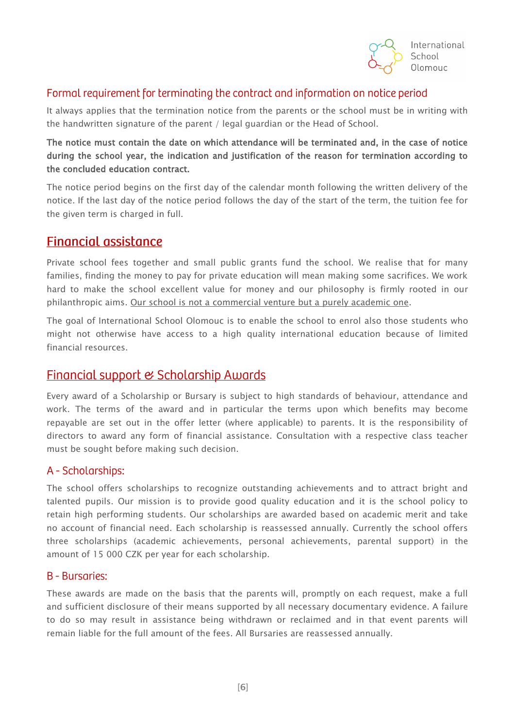## Formal requirement for terminating the contract and information on notice period

It always applies that the termination notice from the parents or the school must be in writing with the handwritten signature of the parent / legal guardian or the Head of School.

**The notice must contain the date on which attendance will be terminated and, in the case of notice during the school year, the indication and justification of the reason for termination according to the concluded education contract.**

The notice period begins on the first day of the calendar month following the written delivery of the notice. If the last day of the notice period follows the day of the start of the term, the tuition fee for the given term is charged in full.

## Financial assistance

Private school fees together and small public grants fund the school. We realise that for many families, finding the money to pay for private education will mean making some sacrifices. We work hard to make the school excellent value for money and our philosophy is firmly rooted in our philanthropic aims. Our school is not a commercial venture but a purely academic one.

The goal of International School Olomouc is to enable the school to enrol also those students who might not otherwise have access to a high quality international education because of limited financial resources.

## Financial support & Scholarship Awards

Every award of a Scholarship or Bursary is subject to high standards of behaviour, attendance and work. The terms of the award and in particular the terms upon which benefits may become repayable are set out in the offer letter (where applicable) to parents. It is the responsibility of directors to award any form of financial assistance. Consultation with a respective class teacher must be sought before making such decision.

### A - Scholarships:

The school offers scholarships to recognize outstanding achievements and to attract bright and talented pupils. Our mission is to provide good quality education and it is the school policy to retain high performing students. Our scholarships are awarded based on academic merit and take no account of financial need. Each scholarship is reassessed annually. Currently the school offers three scholarships (academic achievements, personal achievements, parental support) in the amount of 15 000 CZK per year for each scholarship.

### B - Bursaries:

These awards are made on the basis that the parents will, promptly on each request, make a full and sufficient disclosure of their means supported by all necessary documentary evidence. A failure to do so may result in assistance being withdrawn or reclaimed and in that event parents will remain liable for the full amount of the fees. All Bursaries are reassessed annually.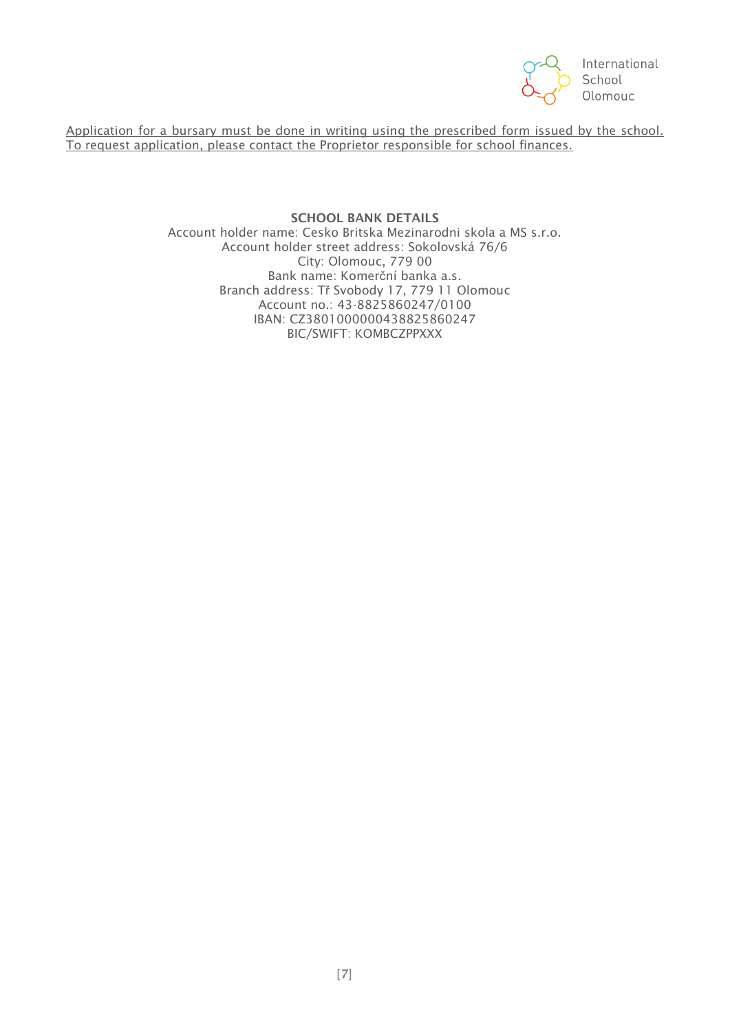<u>Application for a bursary must be done in writing using the prescribed form issued by the school. To request application, please contact the Proprietor responsible for school finances.</u>

**SCHOOL BANK DETAILS**

Account holder name: Cesko Britska Mezinarodni skola a MS s.r.o.
Account holder street address: Sokolovská 76/6
City: Olomouc, 779 00
Bank name: Komerční banka a.s.
Branch address: Tř Svobody 17, 779 11 Olomouc
Account no.: 43-8825860247/0100
IBAN: CZ3801000000438825860247
BIC/SWIFT: KOMBCZPPXXX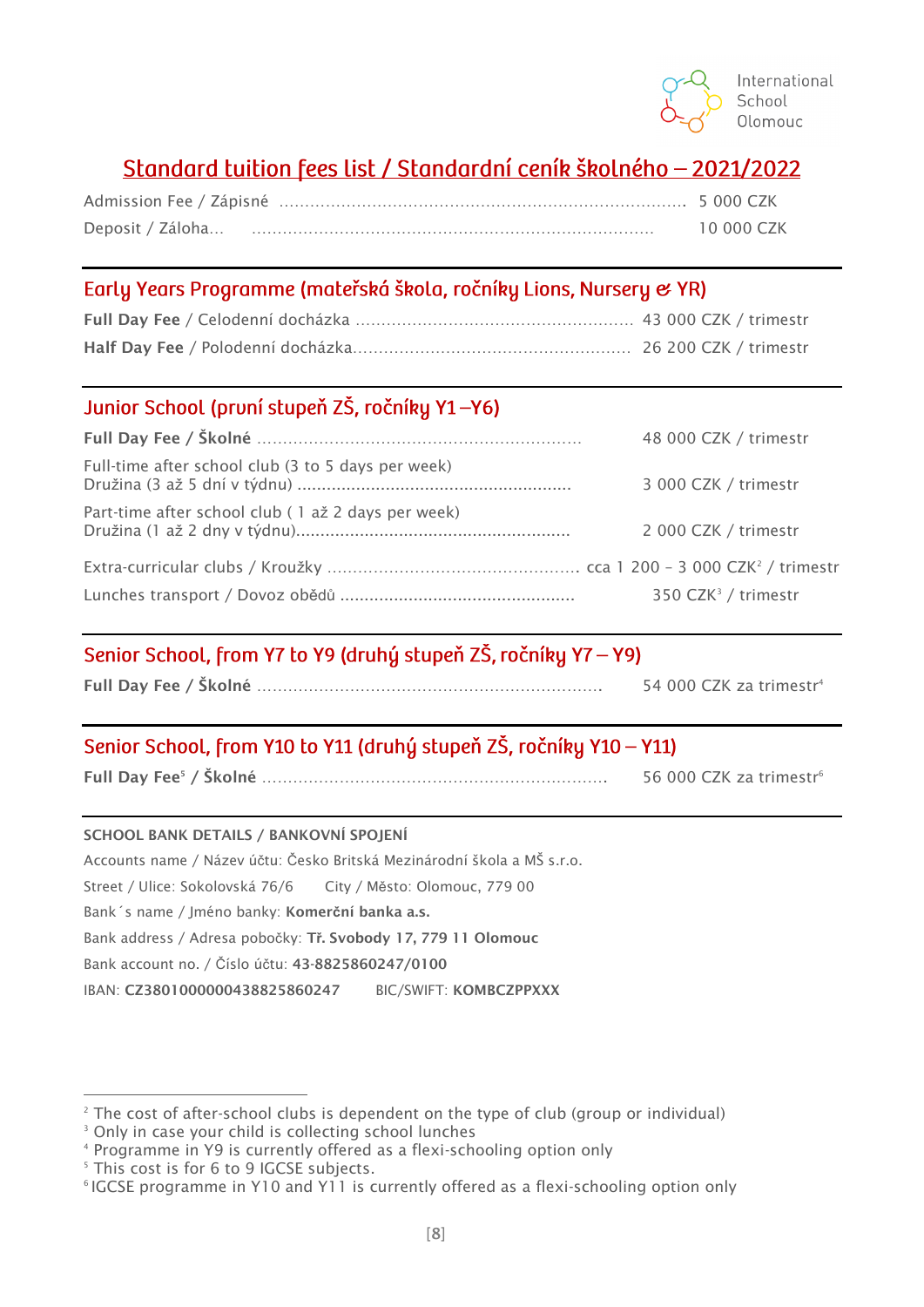# Standard tuition fees list / Standardní ceník školného – 2021/2022

Admission Fee / Zápisné .......................................................................... 5 000 CZK

Deposit / Záloha... .......................................................................... 10 000 CZK

## Early Years Programme (mateřská škola, ročníky Lions, Nursery & YR)

**Full Day Fee** / Celodenní docházka ................................................... 43 000 CZK / trimestr

**Half Day Fee** / Polodenní docházka.................................................. 26 200 CZK / trimestr

## Junior School (první stupeň ZŠ, ročníky Y1 –Y6)

**Full Day Fee / Školné** ............................................................... 48 000 CZK / trimestr

Full-time after school club (3 to 5 days per week)
Družina (3 až 5 dní v týdnu) ....................................................... 3 000 CZK / trimestr

Part-time after school club ( 1 až 2 days per week)
Družina (1 až 2 dny v týdnu)...................................................... 2 000 CZK / trimestr

Extra-curricular clubs / Kroužky ............................................... cca 1 200 – 3 000 CZK[2] / trimestr

Lunches transport / Dovoz obědů ............................................... 350 CZK[3] / trimestr

## Senior School, from Y7 to Y9 (druhý stupeň ZŠ, ročníky Y7 – Y9)

**Full Day Fee / Školné** ............................................................... 54 000 CZK za trimestr[4]

## Senior School, from Y10 to Y11 (druhý stupeň ZŠ, ročníky Y10 – Y11)

**Full Day Fee[5] / Školné** ............................................................... 56 000 CZK za trimestr[6]

SCHOOL BANK DETAILS / BANKOVNÍ SPOJENÍ

Accounts name / Název účtu: Česko Britská Mezinárodní škola a MŠ s.r.o.

Street / Ulice: Sokolovská 76/6 City / Město: Olomouc, 779 00

Bank´s name / Jméno banky: **Komerční banka a.s.**

Bank address / Adresa pobočky: **Tř. Svobody 17, 779 11 Olomouc**

Bank account no. / Číslo účtu: **43-8825860247/0100**

IBAN: **CZ3801000000438825860247** BIC/SWIFT: **KOMBCZPPXXX**

---

[2] The cost of after-school clubs is dependent on the type of club (group or individual)
[3] Only in case your child is collecting school lunches
[4] Programme in Y9 is currently offered as a flexi-schooling option only
[5] This cost is for 6 to 9 IGCSE subjects.
[6] IGCSE programme in Y10 and Y11 is currently offered as a flexi-schooling option only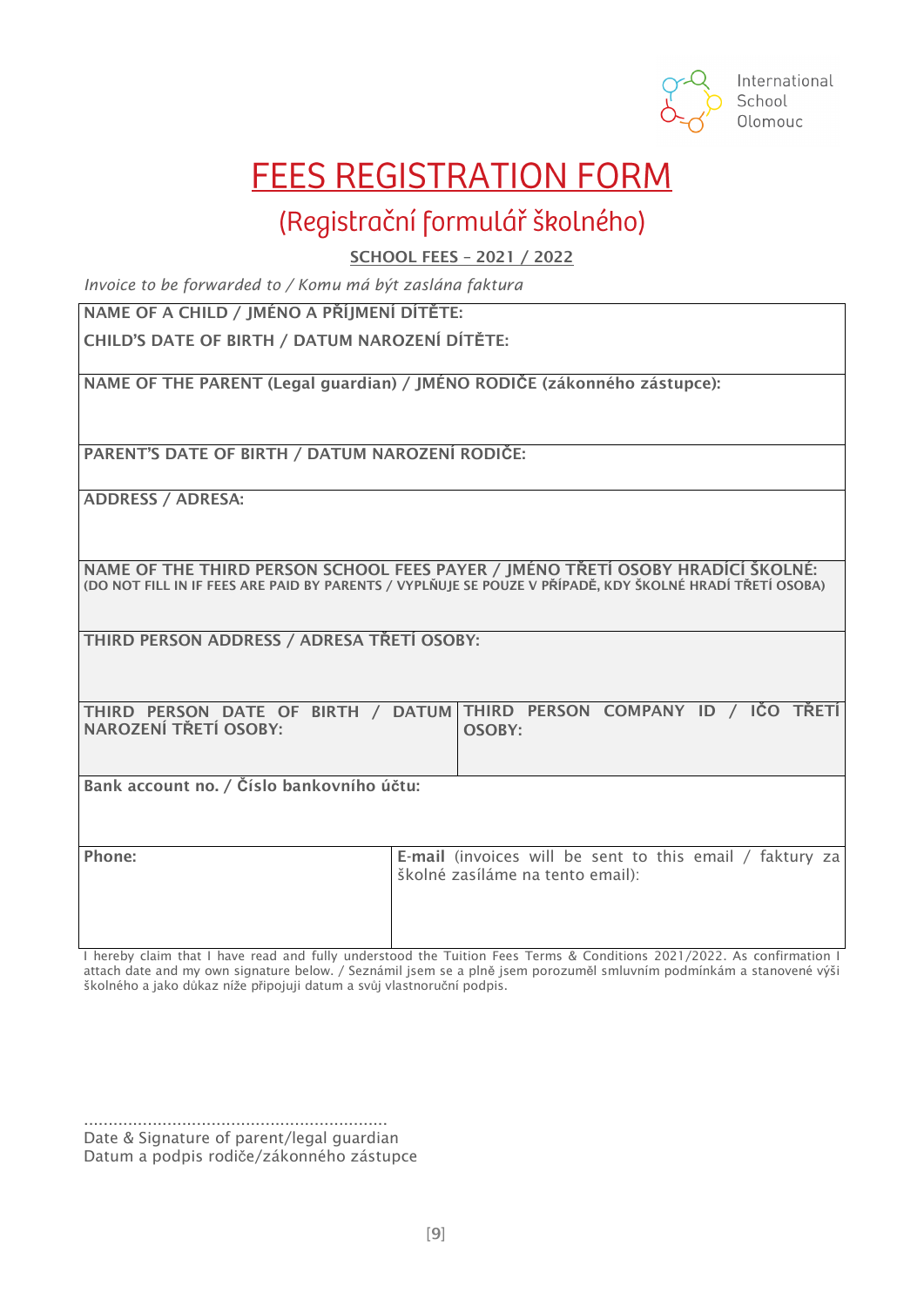International School Olomouc

# FEES REGISTRATION FORM

## (Registrační formulář školného)

**SCHOOL FEES – 2021 / 2022**

*Invoice to be forwarded to / Komu má být zaslána faktura*

| | |
|---|---|
| **NAME OF A CHILD / JMÉNO A PŘÍJMENÍ DÍTĚTE:**<br>**CHILD'S DATE OF BIRTH / DATUM NAROZENÍ DÍTĚTE:** | |
| **NAME OF THE PARENT (Legal guardian) / JMÉNO RODIČE (zákonného zástupce):** | |
| **PARENT'S DATE OF BIRTH / DATUM NAROZENÍ RODIČE:** | |
| **ADDRESS / ADRESA:** | |
| **NAME OF THE THIRD PERSON SCHOOL FEES PAYER / JMÉNO TŘETÍ OSOBY HRADÍCÍ ŠKOLNÉ:**<br>**(DO NOT FILL IN IF FEES ARE PAID BY PARENTS / VYPLŇUJE SE POUZE V PŘÍPADĚ, KDY ŠKOLNÉ HRADÍ TŘETÍ OSOBA)** | |
| **THIRD PERSON ADDRESS / ADRESA TŘETÍ OSOBY:** | |
| **THIRD PERSON DATE OF BIRTH / DATUM NAROZENÍ TŘETÍ OSOBY:** | **THIRD PERSON COMPANY ID / IČO TŘETÍ OSOBY:** |
| **Bank account no. / Číslo bankovního účtu:** | |
| **Phone:** | **E-mail** (invoices will be sent to this email / faktury za školné zasíláme na tento email): |

I hereby claim that I have read and fully understood the Tuition Fees Terms & Conditions 2021/2022. As confirmation I attach date and my own signature below. / Seznámil jsem se a plně jsem porozuměl smluvním podmínkám a stanovené výši školného a jako důkaz níže připojuji datum a svůj vlastnoruční podpis.

..............................................................
Date & Signature of parent/legal guardian
Datum a podpis rodiče/zákonného zástupce